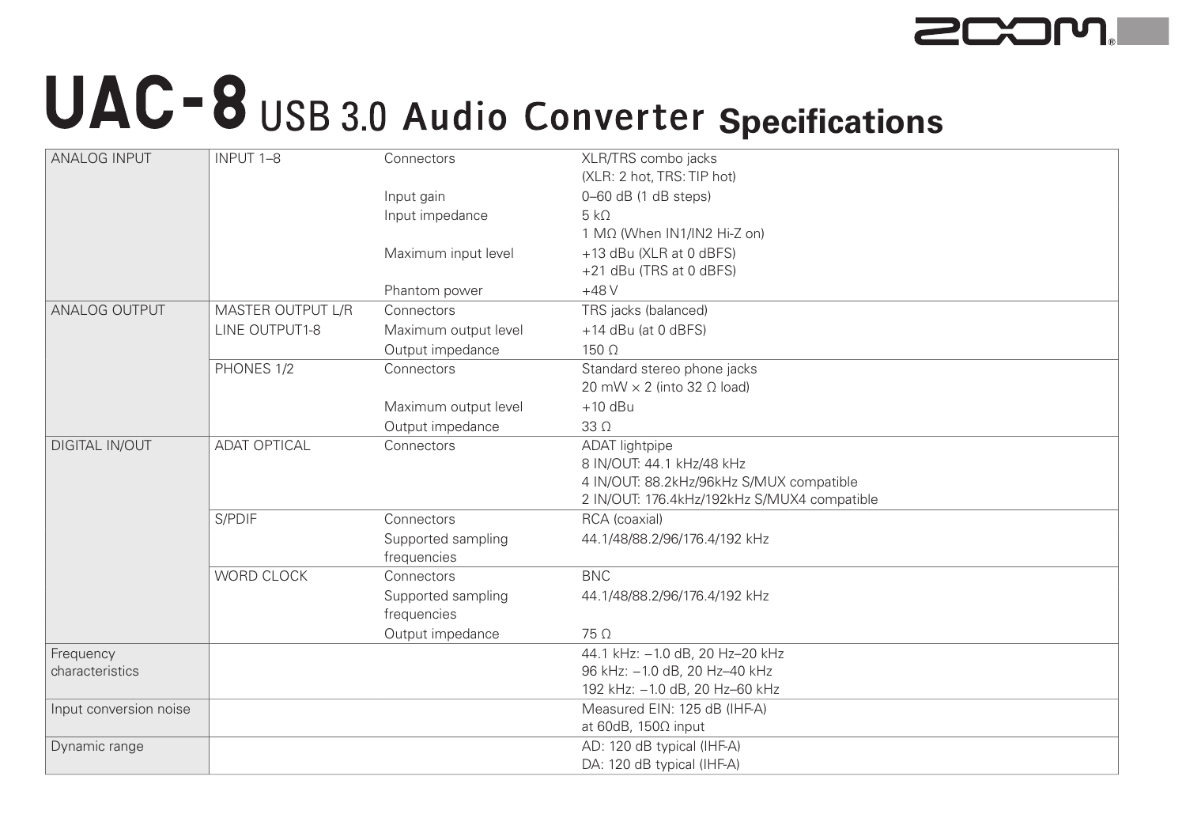# UAC-8 USB 3.0 Audio Converter Specifications

| | | | |
|---|---|---|---|
| ANALOG INPUT | INPUT 1–8 | Connectors | XLR/TRS combo jacks (XLR: 2 hot, TRS: TIP hot) |
| | | Input gain | 0–60 dB (1 dB steps) |
| | | Input impedance | 5 kΩ<br>1 MΩ (When IN1/IN2 Hi-Z on) |
| | | Maximum input level | +13 dBu (XLR at 0 dBFS)<br>+21 dBu (TRS at 0 dBFS) |
| | | Phantom power | +48 V |
| ANALOG OUTPUT | MASTER OUTPUT L/R<br>LINE OUTPUT1-8 | Connectors | TRS jacks (balanced) |
| | | Maximum output level | +14 dBu (at 0 dBFS) |
| | | Output impedance | 150 Ω |
| | PHONES 1/2 | Connectors | Standard stereo phone jacks<br>20 mW × 2 (into 32 Ω load) |
| | | Maximum output level | +10 dBu |
| | | Output impedance | 33 Ω |
| DIGITAL IN/OUT | ADAT OPTICAL | Connectors | ADAT lightpipe<br>8 IN/OUT: 44.1 kHz/48 kHz<br>4 IN/OUT: 88.2kHz/96kHz S/MUX compatible<br>2 IN/OUT: 176.4kHz/192kHz S/MUX4 compatible |
| | S/PDIF | Connectors | RCA (coaxial) |
| | | Supported sampling frequencies | 44.1/48/88.2/96/176.4/192 kHz |
| | WORD CLOCK | Connectors | BNC |
| | | Supported sampling frequencies | 44.1/48/88.2/96/176.4/192 kHz |
| | | Output impedance | 75 Ω |
| Frequency characteristics | | | 44.1 kHz: −1.0 dB, 20 Hz–20 kHz<br>96 kHz: −1.0 dB, 20 Hz–40 kHz<br>192 kHz: −1.0 dB, 20 Hz–60 kHz |
| Input conversion noise | | | Measured EIN: 125 dB (IHF-A)<br>at 60dB, 150Ω input |
| Dynamic range | | | AD: 120 dB typical (IHF-A)<br>DA: 120 dB typical (IHF-A) |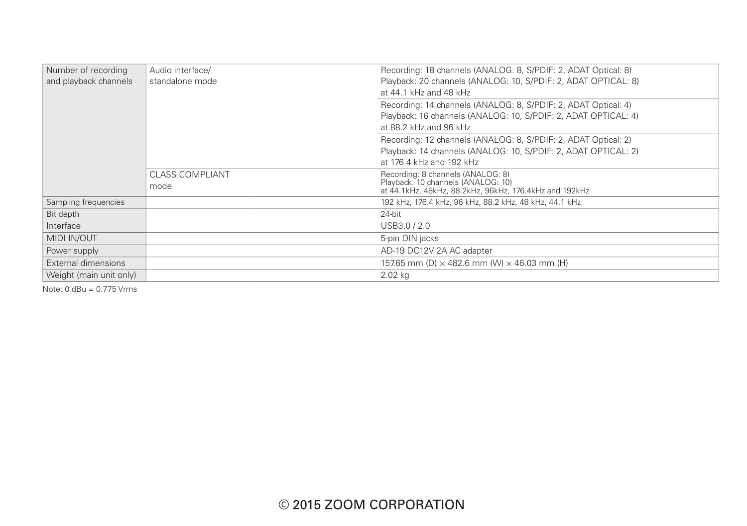| | | |
|---|---|---|
| Number of recording and playback channels | Audio interface/ standalone mode | Recording: 18 channels (ANALOG: 8, S/PDIF: 2, ADAT Optical: 8)<br>Playback: 20 channels (ANALOG: 10, S/PDIF: 2, ADAT OPTICAL: 8)<br>at 44.1 kHz and 48 kHz |
| | | Recording: 14 channels (ANALOG: 8, S/PDIF: 2, ADAT Optical: 4)<br>Playback: 16 channels (ANALOG: 10, S/PDIF: 2, ADAT OPTICAL: 4)<br>at 88.2 kHz and 96 kHz |
| | | Recording: 12 channels (ANALOG: 8, S/PDIF: 2, ADAT Optical: 2)<br>Playback: 14 channels (ANALOG: 10, S/PDIF: 2, ADAT OPTICAL: 2)<br>at 176.4 kHz and 192 kHz |
| | CLASS COMPLIANT mode | Recording: 8 channels (ANALOG: 8)<br>Playback: 10 channels (ANALOG: 10)<br>at 44.1kHz, 48kHz, 88.2kHz, 96kHz, 176.4kHz and 192kHz |
| Sampling frequencies | | 192 kHz, 176.4 kHz, 96 kHz, 88.2 kHz, 48 kHz, 44.1 kHz |
| Bit depth | | 24-bit |
| Interface | | USB3.0 / 2.0 |
| MIDI IN/OUT | | 5-pin DIN jacks |
| Power supply | | AD-19 DC12V 2A AC adapter |
| External dimensions | | 157.65 mm (D) × 482.6 mm (W) × 46.03 mm (H) |
| Weight (main unit only) | | 2.02 kg |

Note: 0 dBu = 0.775 Vrms

© 2015 ZOOM CORPORATION